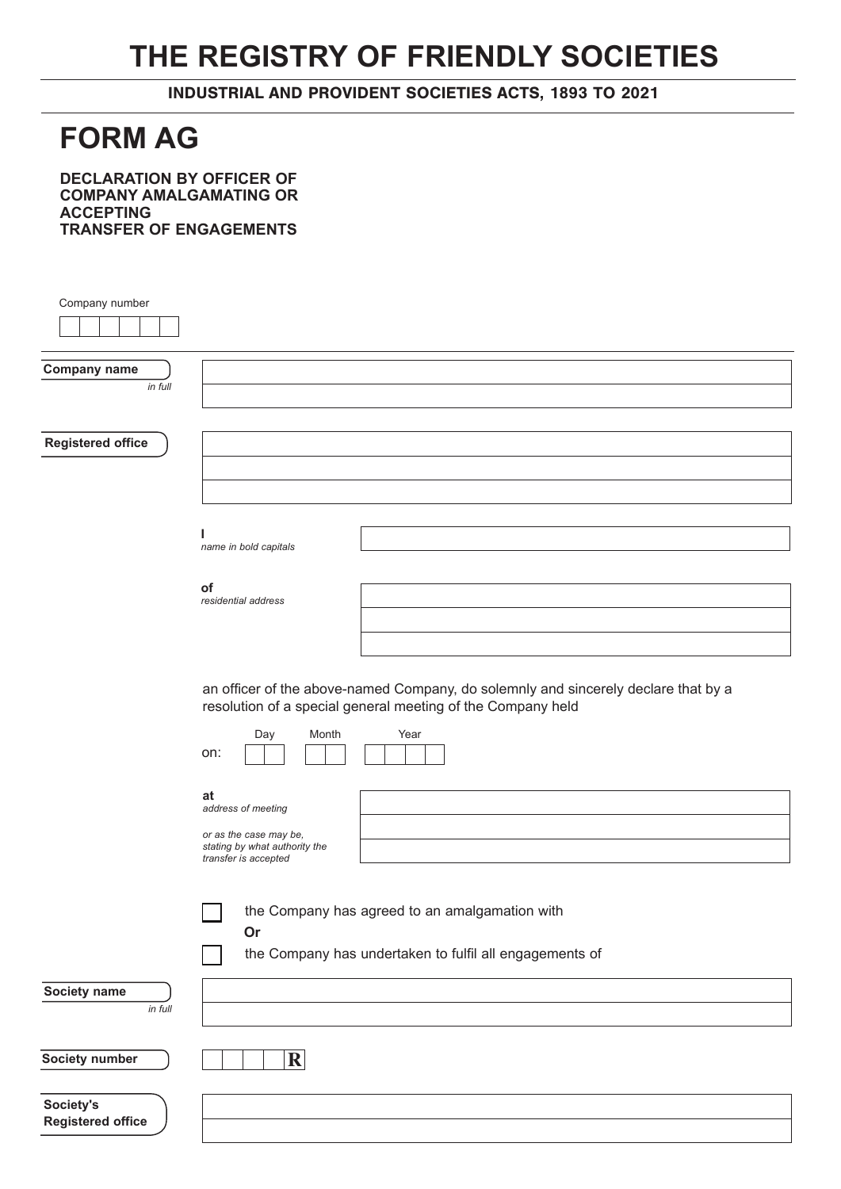# THE REGISTRY OF FRIENDLY SOCIETIES

**INDUSTRIAL AND PROVIDENT SOCIETIES ACTS, 1893 TO 2021**

## FORM AG

**DECLARATION BY OFFICER OF COMPANY AMALGAMATING OR ACCEPTING TRANSFER OF ENGAGEMENTS**

Company number

**Company name**
*in full*

**Registered office**

**I**
*name in bold capitals*

**of**
*residential address*

an officer of the above-named Company, do solemnly and sincerely declare that by a resolution of a special general meeting of the Company held

on: Day Month Year

**at**
*address of meeting*

*or as the case may be, stating by what authority the transfer is accepted*

☐ the Company has agreed to an amalgamation with

**Or**

☐ the Company has undertaken to fulfil all engagements of

**Society name**
*in full*

**Society number** R

**Society's Registered office**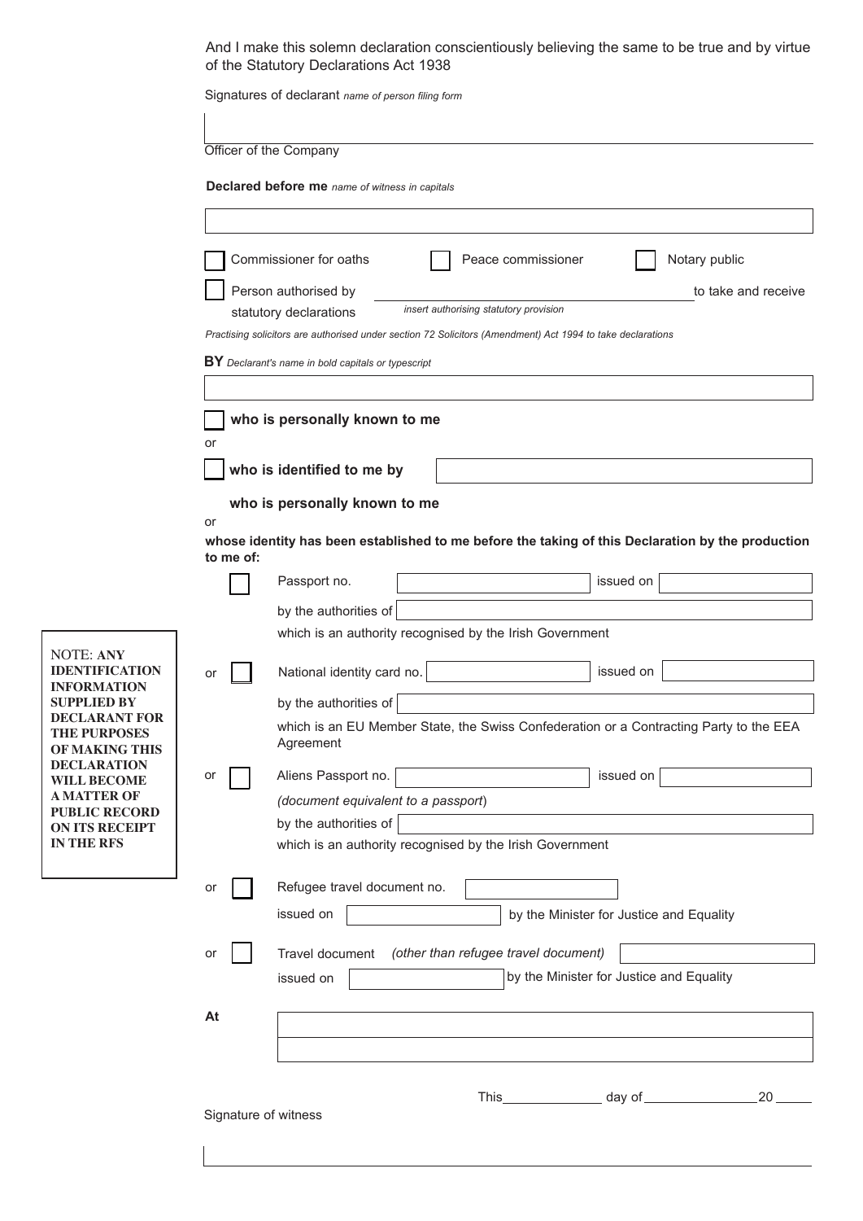And I make this solemn declaration conscientiously believing the same to be true and by virtue of the Statutory Declarations Act 1938

Signatures of declarant *name of person filing form*

Officer of the Company

**Declared before me** *name of witness in capitals*

☐ Commissioner for oaths ☐ Peace commissioner ☐ Notary public

☐ Person authorised by ____________________ to take and receive statutory declarations *insert authorising statutory provision*

*Practising solicitors are authorised under section 72 Solicitors (Amendment) Act 1994 to take declarations*

**BY** *Declarant's name in bold capitals or typescript*

☐ **who is personally known to me**

or

☐ **who is identified to me by** ____________________

**who is personally known to me**

or

**whose identity has been established to me before the taking of this Declaration by the production to me of:**

☐ Passport no. ____________________ issued on ____________________
by the authorities of ____________________
which is an authority recognised by the Irish Government

or ☐ National identity card no. ____________________ issued on ____________________
by the authorities of ____________________
which is an EU Member State, the Swiss Confederation or a Contracting Party to the EEA Agreement

or ☐ Aliens Passport no. ____________________ issued on ____________________
*(document equivalent to a passport)*
by the authorities of ____________________
which is an authority recognised by the Irish Government

or ☐ Refugee travel document no. ____________________
issued on ____________________ by the Minister for Justice and Equality

or ☐ Travel document *(other than refugee travel document)* ____________________
issued on ____________________ by the Minister for Justice and Equality

NOTE: **ANY IDENTIFICATION INFORMATION SUPPLIED BY DECLARANT FOR THE PURPOSES OF MAKING THIS DECLARATION WILL BECOME A MATTER OF PUBLIC RECORD ON ITS RECEIPT IN THE RFS**

**At**

This______________ day of________________20_____

Signature of witness